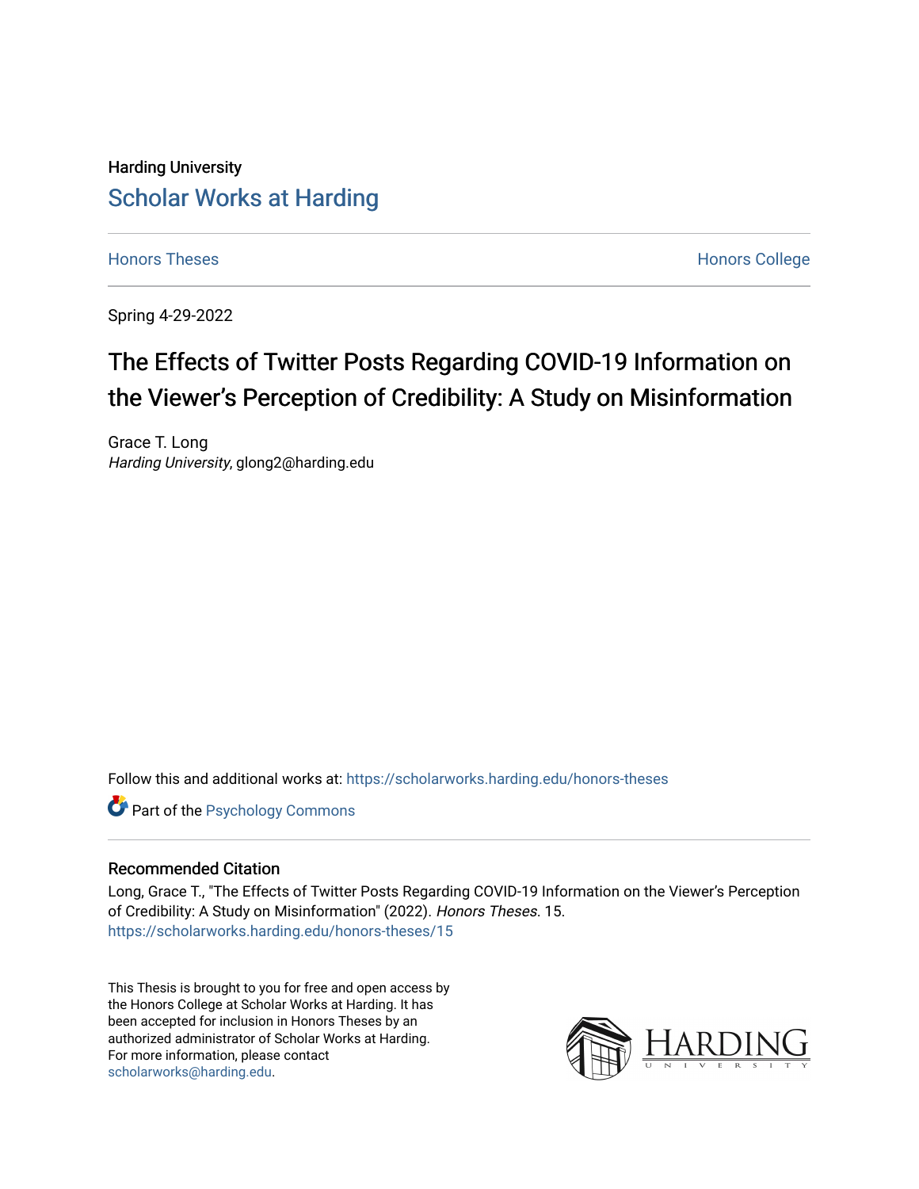Harding University

## Scholar Works at Harding

Honors Theses | Honors College

Spring 4-29-2022

# The Effects of Twitter Posts Regarding COVID-19 Information on the Viewer's Perception of Credibility: A Study on Misinformation

Grace T. Long
*Harding University*, glong2@harding.edu

Follow this and additional works at: https://scholarworks.harding.edu/honors-theses

Part of the Psychology Commons

### Recommended Citation

Long, Grace T., "The Effects of Twitter Posts Regarding COVID-19 Information on the Viewer's Perception of Credibility: A Study on Misinformation" (2022). *Honors Theses*. 15.
https://scholarworks.harding.edu/honors-theses/15

This Thesis is brought to you for free and open access by the Honors College at Scholar Works at Harding. It has been accepted for inclusion in Honors Theses by an authorized administrator of Scholar Works at Harding. For more information, please contact scholarworks@harding.edu.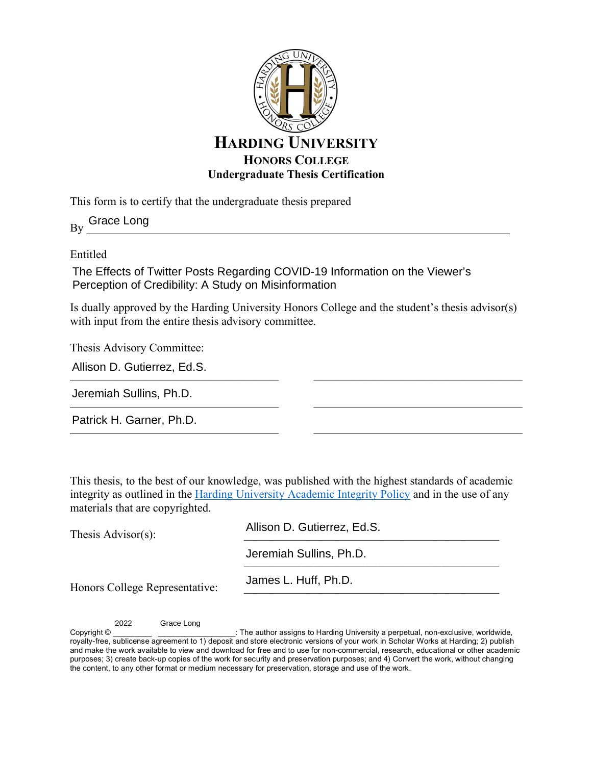# HARDING UNIVERSITY

## HONORS COLLEGE

### Undergraduate Thesis Certification

This form is to certify that the undergraduate thesis prepared

By Grace Long

Entitled

The Effects of Twitter Posts Regarding COVID-19 Information on the Viewer's Perception of Credibility: A Study on Misinformation

Is dually approved by the Harding University Honors College and the student's thesis advisor(s) with input from the entire thesis advisory committee.

Thesis Advisory Committee:

Allison D. Gutierrez, Ed.S.

Jeremiah Sullins, Ph.D.

Patrick H. Garner, Ph.D.

This thesis, to the best of our knowledge, was published with the highest standards of academic integrity as outlined in the Harding University Academic Integrity Policy and in the use of any materials that are copyrighted.

Thesis Advisor(s): Allison D. Gutierrez, Ed.S.

Jeremiah Sullins, Ph.D.

Honors College Representative: James L. Huff, Ph.D.

Copyright © 2022 Grace Long: The author assigns to Harding University a perpetual, non-exclusive, worldwide, royalty-free, sublicense agreement to 1) deposit and store electronic versions of your work in Scholar Works at Harding; 2) publish and make the work available to view and download for free and to use for non-commercial, research, educational or other academic purposes; 3) create back-up copies of the work for security and preservation purposes; and 4) Convert the work, without changing the content, to any other format or medium necessary for preservation, storage and use of the work.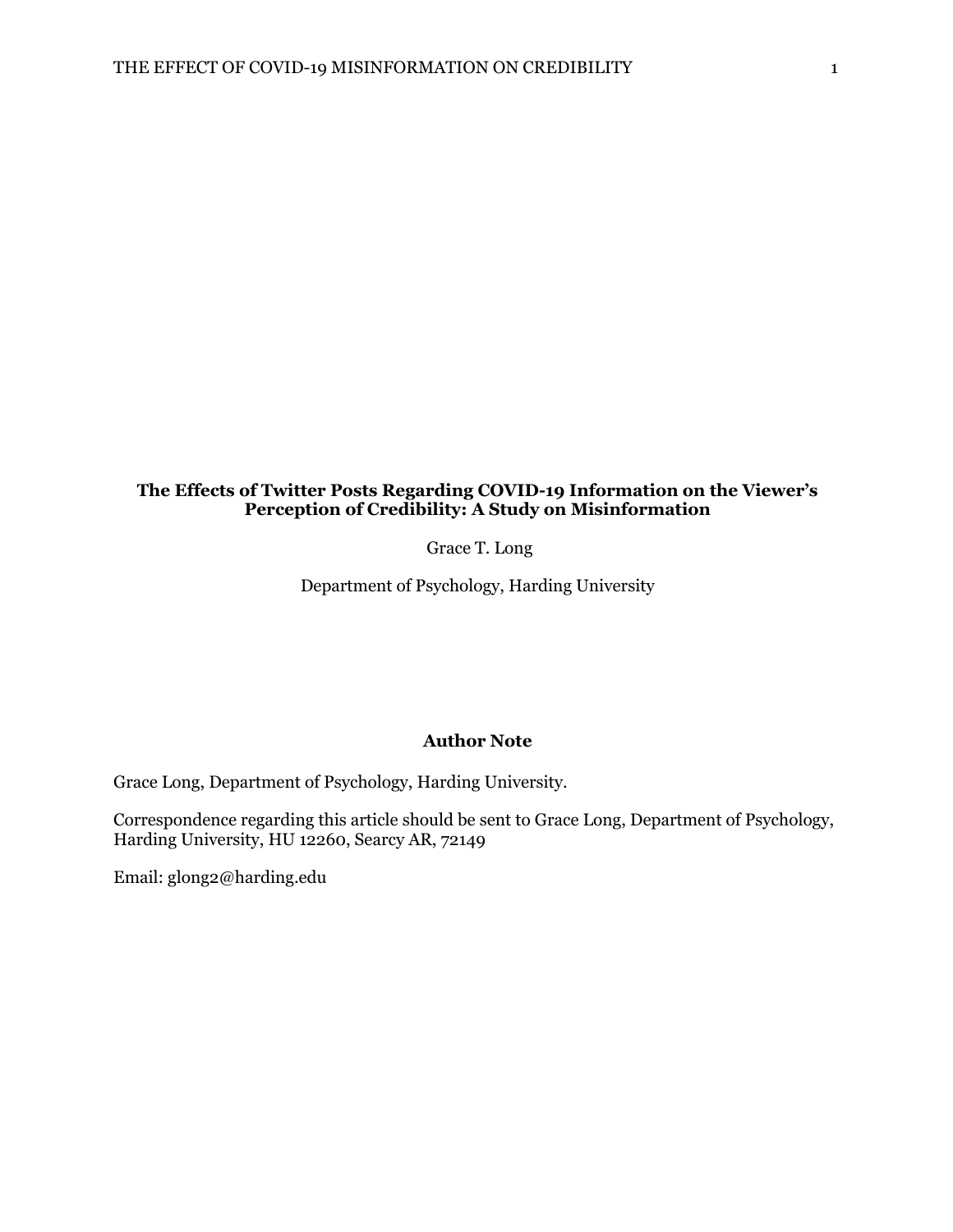# The Effects of Twitter Posts Regarding COVID-19 Information on the Viewer's Perception of Credibility: A Study on Misinformation

Grace T. Long

Department of Psychology, Harding University

## Author Note

Grace Long, Department of Psychology, Harding University.

Correspondence regarding this article should be sent to Grace Long, Department of Psychology, Harding University, HU 12260, Searcy AR, 72149

Email: glong2@harding.edu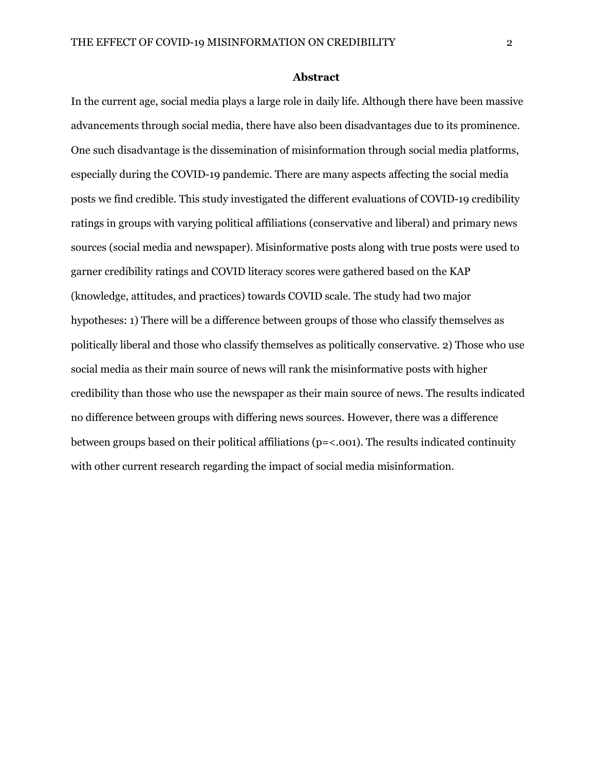## Abstract

In the current age, social media plays a large role in daily life. Although there have been massive advancements through social media, there have also been disadvantages due to its prominence. One such disadvantage is the dissemination of misinformation through social media platforms, especially during the COVID-19 pandemic. There are many aspects affecting the social media posts we find credible. This study investigated the different evaluations of COVID-19 credibility ratings in groups with varying political affiliations (conservative and liberal) and primary news sources (social media and newspaper). Misinformative posts along with true posts were used to garner credibility ratings and COVID literacy scores were gathered based on the KAP (knowledge, attitudes, and practices) towards COVID scale. The study had two major hypotheses: 1) There will be a difference between groups of those who classify themselves as politically liberal and those who classify themselves as politically conservative. 2) Those who use social media as their main source of news will rank the misinformative posts with higher credibility than those who use the newspaper as their main source of news. The results indicated no difference between groups with differing news sources. However, there was a difference between groups based on their political affiliations ($p=<.001$). The results indicated continuity with other current research regarding the impact of social media misinformation.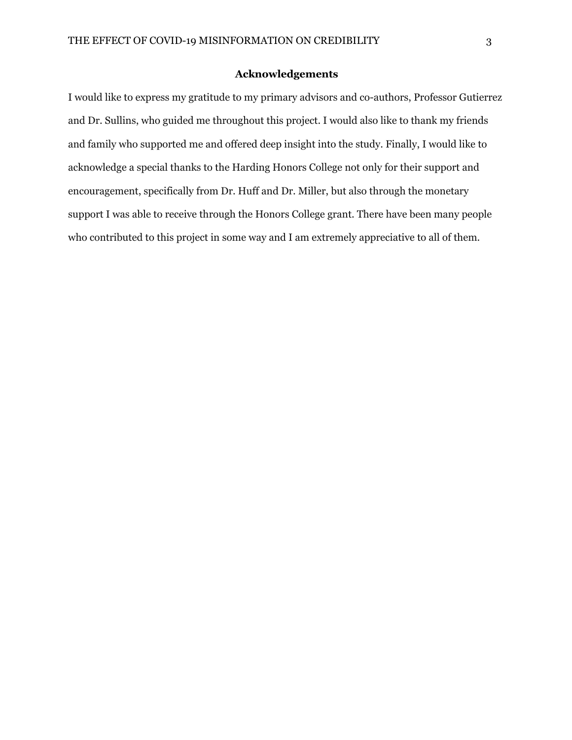## Acknowledgements

I would like to express my gratitude to my primary advisors and co-authors, Professor Gutierrez and Dr. Sullins, who guided me throughout this project. I would also like to thank my friends and family who supported me and offered deep insight into the study. Finally, I would like to acknowledge a special thanks to the Harding Honors College not only for their support and encouragement, specifically from Dr. Huff and Dr. Miller, but also through the monetary support I was able to receive through the Honors College grant. There have been many people who contributed to this project in some way and I am extremely appreciative to all of them.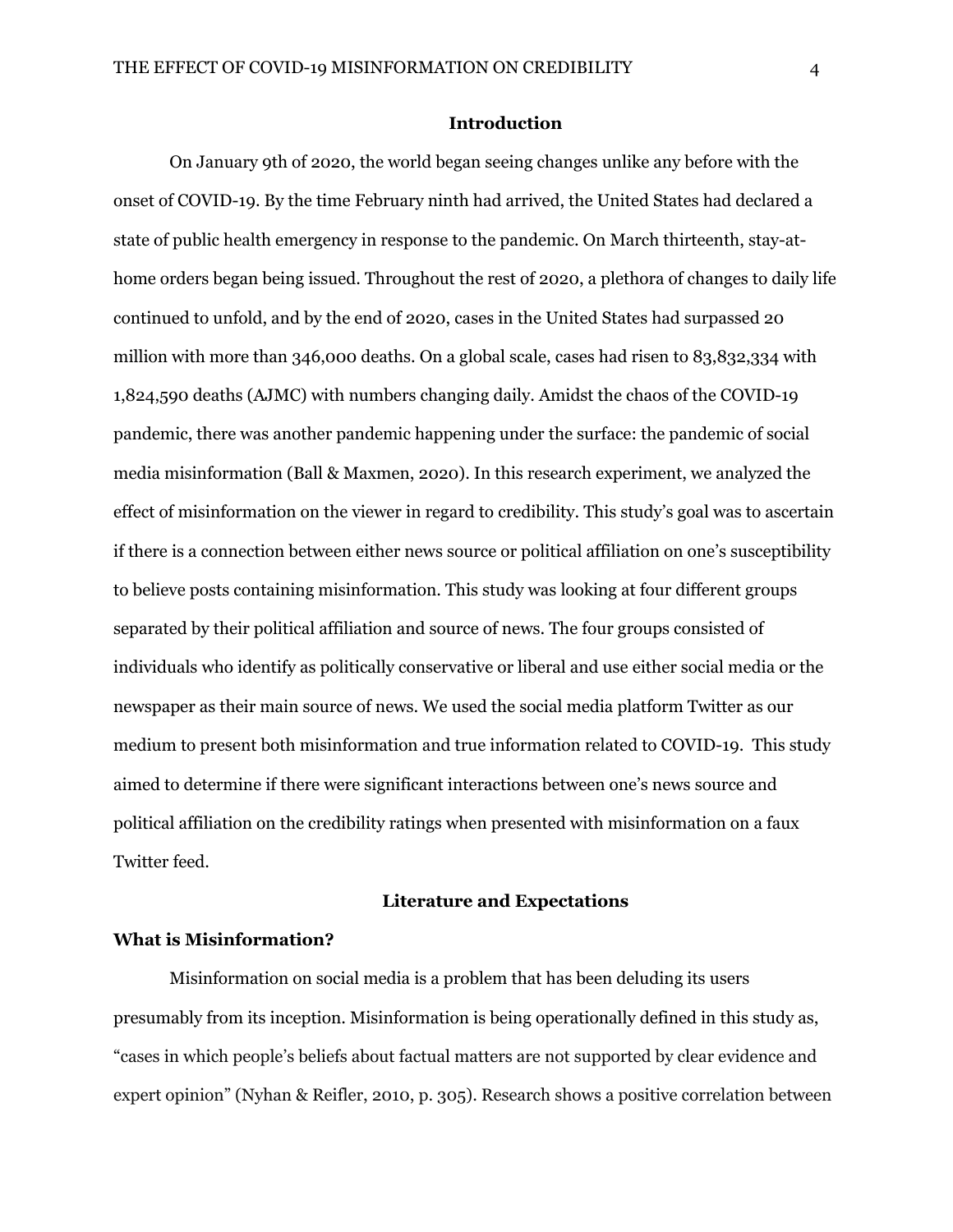## Introduction

On January 9th of 2020, the world began seeing changes unlike any before with the onset of COVID-19. By the time February ninth had arrived, the United States had declared a state of public health emergency in response to the pandemic. On March thirteenth, stay-at-home orders began being issued. Throughout the rest of 2020, a plethora of changes to daily life continued to unfold, and by the end of 2020, cases in the United States had surpassed 20 million with more than 346,000 deaths. On a global scale, cases had risen to 83,832,334 with 1,824,590 deaths (AJMC) with numbers changing daily. Amidst the chaos of the COVID-19 pandemic, there was another pandemic happening under the surface: the pandemic of social media misinformation (Ball & Maxmen, 2020). In this research experiment, we analyzed the effect of misinformation on the viewer in regard to credibility. This study's goal was to ascertain if there is a connection between either news source or political affiliation on one's susceptibility to believe posts containing misinformation. This study was looking at four different groups separated by their political affiliation and source of news. The four groups consisted of individuals who identify as politically conservative or liberal and use either social media or the newspaper as their main source of news. We used the social media platform Twitter as our medium to present both misinformation and true information related to COVID-19. This study aimed to determine if there were significant interactions between one's news source and political affiliation on the credibility ratings when presented with misinformation on a faux Twitter feed.

## Literature and Expectations

### What is Misinformation?

Misinformation on social media is a problem that has been deluding its users presumably from its inception. Misinformation is being operationally defined in this study as, "cases in which people's beliefs about factual matters are not supported by clear evidence and expert opinion" (Nyhan & Reifler, 2010, p. 305). Research shows a positive correlation between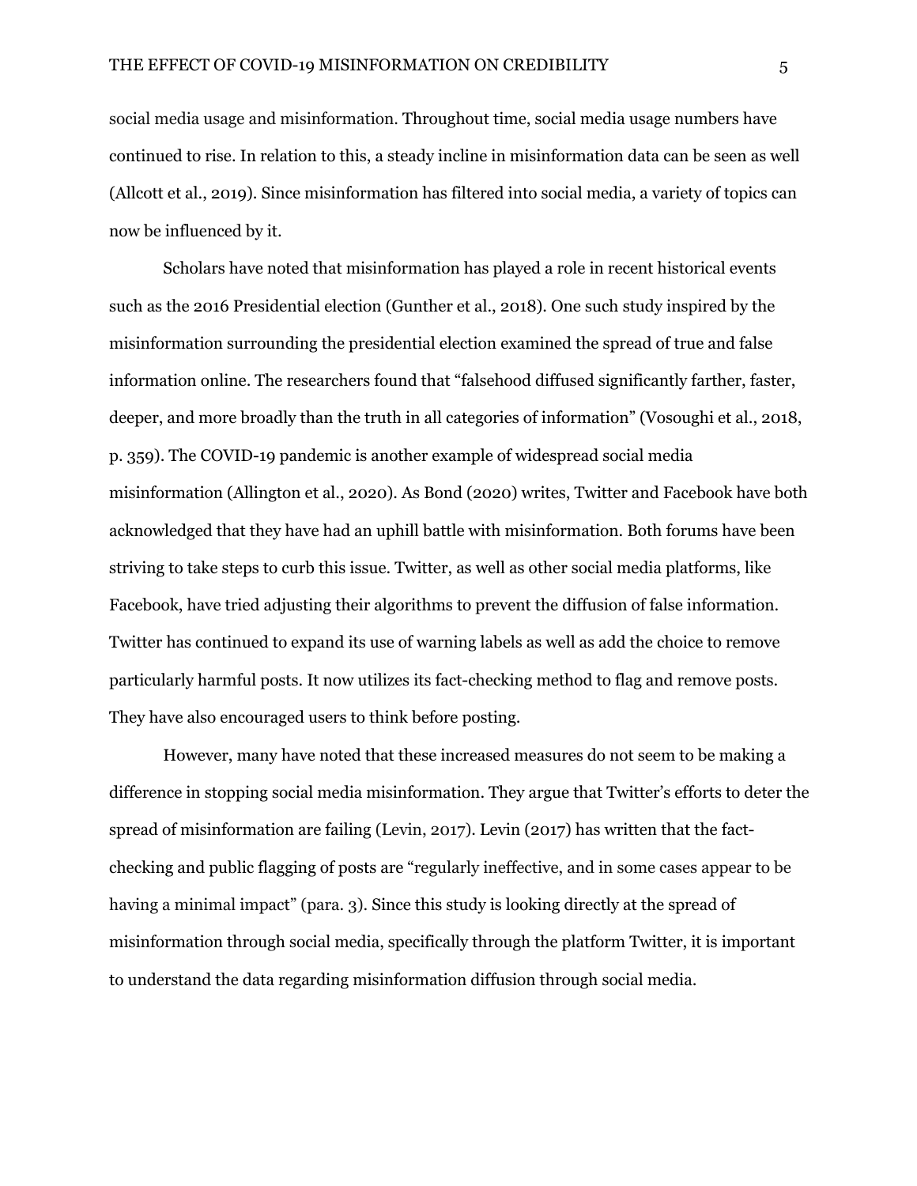social media usage and misinformation. Throughout time, social media usage numbers have continued to rise. In relation to this, a steady incline in misinformation data can be seen as well (Allcott et al., 2019). Since misinformation has filtered into social media, a variety of topics can now be influenced by it.

Scholars have noted that misinformation has played a role in recent historical events such as the 2016 Presidential election (Gunther et al., 2018). One such study inspired by the misinformation surrounding the presidential election examined the spread of true and false information online. The researchers found that "falsehood diffused significantly farther, faster, deeper, and more broadly than the truth in all categories of information" (Vosoughi et al., 2018, p. 359). The COVID-19 pandemic is another example of widespread social media misinformation (Allington et al., 2020). As Bond (2020) writes, Twitter and Facebook have both acknowledged that they have had an uphill battle with misinformation. Both forums have been striving to take steps to curb this issue. Twitter, as well as other social media platforms, like Facebook, have tried adjusting their algorithms to prevent the diffusion of false information. Twitter has continued to expand its use of warning labels as well as add the choice to remove particularly harmful posts. It now utilizes its fact-checking method to flag and remove posts. They have also encouraged users to think before posting.

However, many have noted that these increased measures do not seem to be making a difference in stopping social media misinformation. They argue that Twitter's efforts to deter the spread of misinformation are failing (Levin, 2017). Levin (2017) has written that the fact-checking and public flagging of posts are "regularly ineffective, and in some cases appear to be having a minimal impact" (para. 3). Since this study is looking directly at the spread of misinformation through social media, specifically through the platform Twitter, it is important to understand the data regarding misinformation diffusion through social media.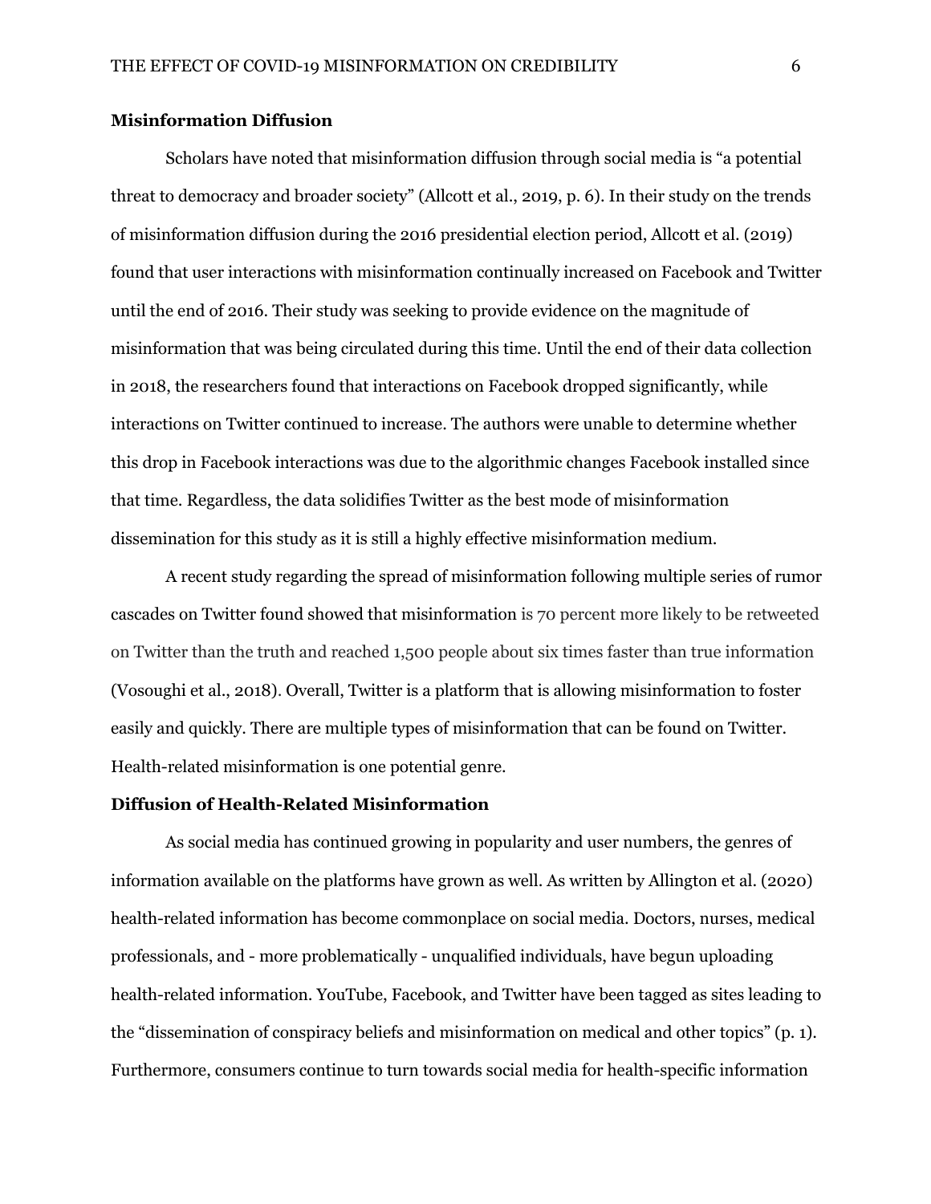## Misinformation Diffusion

Scholars have noted that misinformation diffusion through social media is "a potential threat to democracy and broader society" (Allcott et al., 2019, p. 6). In their study on the trends of misinformation diffusion during the 2016 presidential election period, Allcott et al. (2019) found that user interactions with misinformation continually increased on Facebook and Twitter until the end of 2016. Their study was seeking to provide evidence on the magnitude of misinformation that was being circulated during this time. Until the end of their data collection in 2018, the researchers found that interactions on Facebook dropped significantly, while interactions on Twitter continued to increase. The authors were unable to determine whether this drop in Facebook interactions was due to the algorithmic changes Facebook installed since that time. Regardless, the data solidifies Twitter as the best mode of misinformation dissemination for this study as it is still a highly effective misinformation medium.

A recent study regarding the spread of misinformation following multiple series of rumor cascades on Twitter found showed that misinformation is 70 percent more likely to be retweeted on Twitter than the truth and reached 1,500 people about six times faster than true information (Vosoughi et al., 2018). Overall, Twitter is a platform that is allowing misinformation to foster easily and quickly. There are multiple types of misinformation that can be found on Twitter. Health-related misinformation is one potential genre.

## Diffusion of Health-Related Misinformation

As social media has continued growing in popularity and user numbers, the genres of information available on the platforms have grown as well. As written by Allington et al. (2020) health-related information has become commonplace on social media. Doctors, nurses, medical professionals, and - more problematically - unqualified individuals, have begun uploading health-related information. YouTube, Facebook, and Twitter have been tagged as sites leading to the "dissemination of conspiracy beliefs and misinformation on medical and other topics" (p. 1). Furthermore, consumers continue to turn towards social media for health-specific information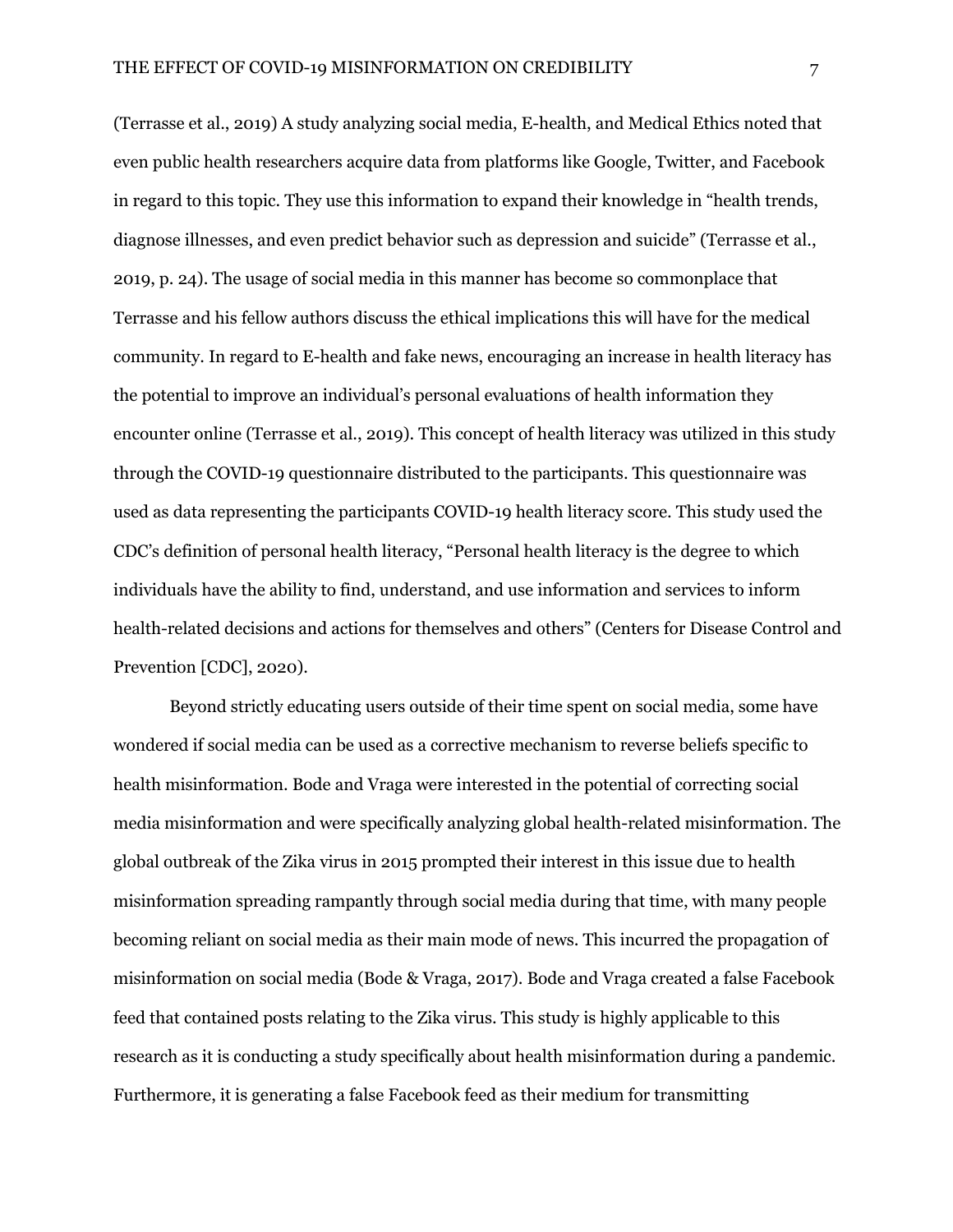(Terrasse et al., 2019) A study analyzing social media, E-health, and Medical Ethics noted that even public health researchers acquire data from platforms like Google, Twitter, and Facebook in regard to this topic. They use this information to expand their knowledge in "health trends, diagnose illnesses, and even predict behavior such as depression and suicide" (Terrasse et al., 2019, p. 24). The usage of social media in this manner has become so commonplace that Terrasse and his fellow authors discuss the ethical implications this will have for the medical community. In regard to E-health and fake news, encouraging an increase in health literacy has the potential to improve an individual's personal evaluations of health information they encounter online (Terrasse et al., 2019). This concept of health literacy was utilized in this study through the COVID-19 questionnaire distributed to the participants. This questionnaire was used as data representing the participants COVID-19 health literacy score. This study used the CDC's definition of personal health literacy, "Personal health literacy is the degree to which individuals have the ability to find, understand, and use information and services to inform health-related decisions and actions for themselves and others" (Centers for Disease Control and Prevention [CDC], 2020).

Beyond strictly educating users outside of their time spent on social media, some have wondered if social media can be used as a corrective mechanism to reverse beliefs specific to health misinformation. Bode and Vraga were interested in the potential of correcting social media misinformation and were specifically analyzing global health-related misinformation. The global outbreak of the Zika virus in 2015 prompted their interest in this issue due to health misinformation spreading rampantly through social media during that time, with many people becoming reliant on social media as their main mode of news. This incurred the propagation of misinformation on social media (Bode & Vraga, 2017). Bode and Vraga created a false Facebook feed that contained posts relating to the Zika virus. This study is highly applicable to this research as it is conducting a study specifically about health misinformation during a pandemic. Furthermore, it is generating a false Facebook feed as their medium for transmitting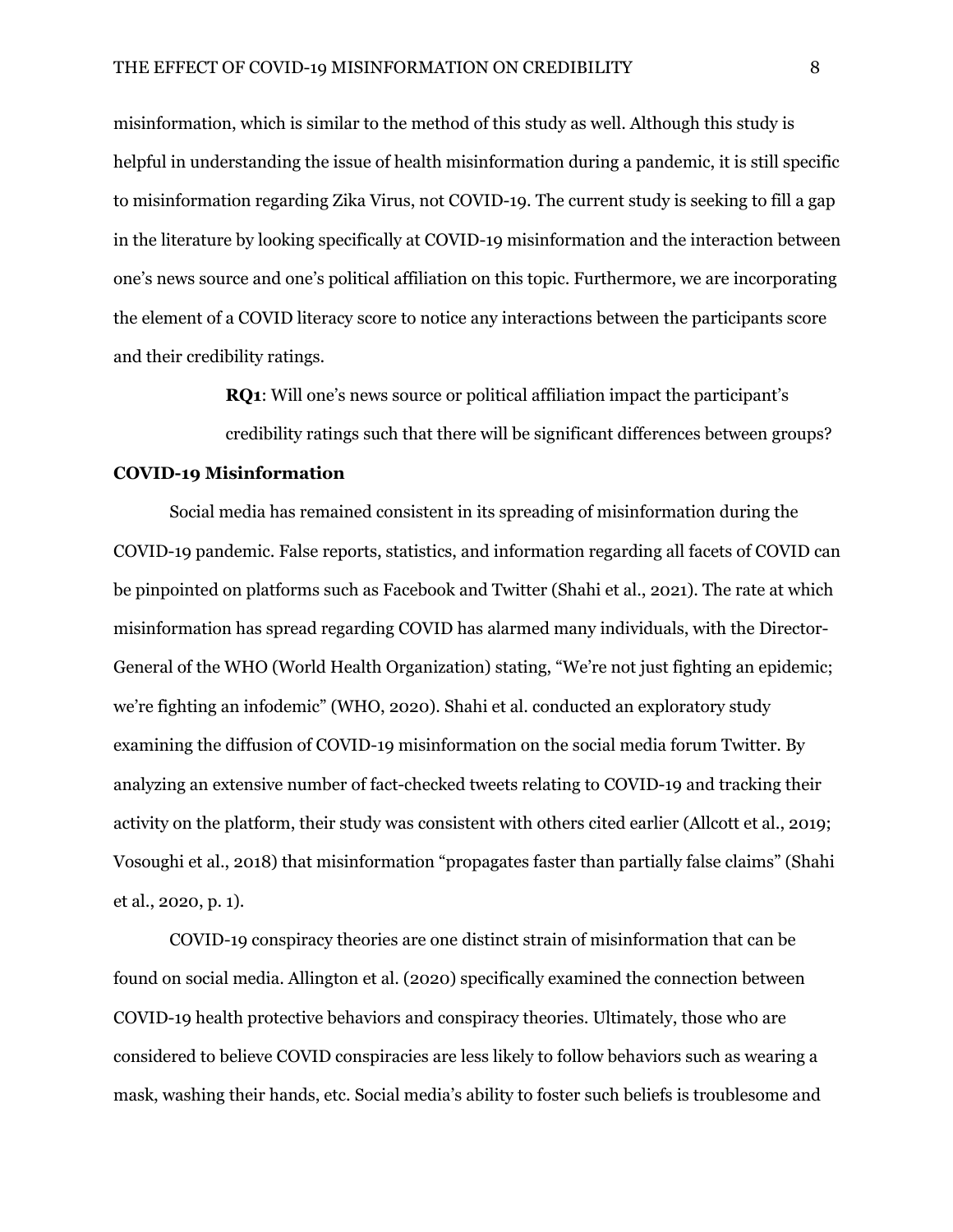misinformation, which is similar to the method of this study as well. Although this study is helpful in understanding the issue of health misinformation during a pandemic, it is still specific to misinformation regarding Zika Virus, not COVID-19. The current study is seeking to fill a gap in the literature by looking specifically at COVID-19 misinformation and the interaction between one's news source and one's political affiliation on this topic. Furthermore, we are incorporating the element of a COVID literacy score to notice any interactions between the participants score and their credibility ratings.

> **RQ1**: Will one's news source or political affiliation impact the participant's credibility ratings such that there will be significant differences between groups?

### COVID-19 Misinformation

Social media has remained consistent in its spreading of misinformation during the COVID-19 pandemic. False reports, statistics, and information regarding all facets of COVID can be pinpointed on platforms such as Facebook and Twitter (Shahi et al., 2021). The rate at which misinformation has spread regarding COVID has alarmed many individuals, with the Director-General of the WHO (World Health Organization) stating, "We're not just fighting an epidemic; we're fighting an infodemic" (WHO, 2020). Shahi et al. conducted an exploratory study examining the diffusion of COVID-19 misinformation on the social media forum Twitter. By analyzing an extensive number of fact-checked tweets relating to COVID-19 and tracking their activity on the platform, their study was consistent with others cited earlier (Allcott et al., 2019; Vosoughi et al., 2018) that misinformation "propagates faster than partially false claims" (Shahi et al., 2020, p. 1).

COVID-19 conspiracy theories are one distinct strain of misinformation that can be found on social media. Allington et al. (2020) specifically examined the connection between COVID-19 health protective behaviors and conspiracy theories. Ultimately, those who are considered to believe COVID conspiracies are less likely to follow behaviors such as wearing a mask, washing their hands, etc. Social media's ability to foster such beliefs is troublesome and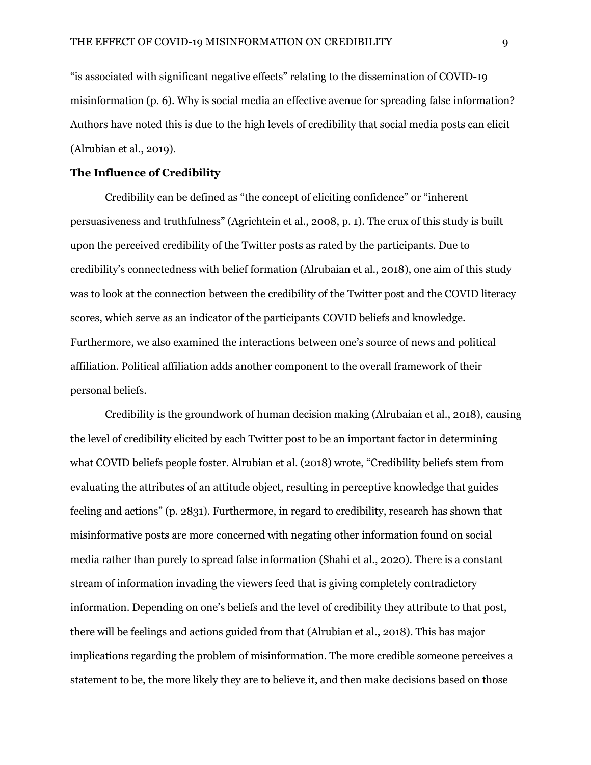"is associated with significant negative effects" relating to the dissemination of COVID-19 misinformation (p. 6). Why is social media an effective avenue for spreading false information? Authors have noted this is due to the high levels of credibility that social media posts can elicit (Alrubian et al., 2019).

**The Influence of Credibility**

Credibility can be defined as "the concept of eliciting confidence" or "inherent persuasiveness and truthfulness" (Agrichtein et al., 2008, p. 1). The crux of this study is built upon the perceived credibility of the Twitter posts as rated by the participants. Due to credibility's connectedness with belief formation (Alrubaian et al., 2018), one aim of this study was to look at the connection between the credibility of the Twitter post and the COVID literacy scores, which serve as an indicator of the participants COVID beliefs and knowledge. Furthermore, we also examined the interactions between one's source of news and political affiliation. Political affiliation adds another component to the overall framework of their personal beliefs.

Credibility is the groundwork of human decision making (Alrubaian et al., 2018), causing the level of credibility elicited by each Twitter post to be an important factor in determining what COVID beliefs people foster. Alrubian et al. (2018) wrote, "Credibility beliefs stem from evaluating the attributes of an attitude object, resulting in perceptive knowledge that guides feeling and actions" (p. 2831). Furthermore, in regard to credibility, research has shown that misinformative posts are more concerned with negating other information found on social media rather than purely to spread false information (Shahi et al., 2020). There is a constant stream of information invading the viewers feed that is giving completely contradictory information. Depending on one's beliefs and the level of credibility they attribute to that post, there will be feelings and actions guided from that (Alrubian et al., 2018). This has major implications regarding the problem of misinformation. The more credible someone perceives a statement to be, the more likely they are to believe it, and then make decisions based on those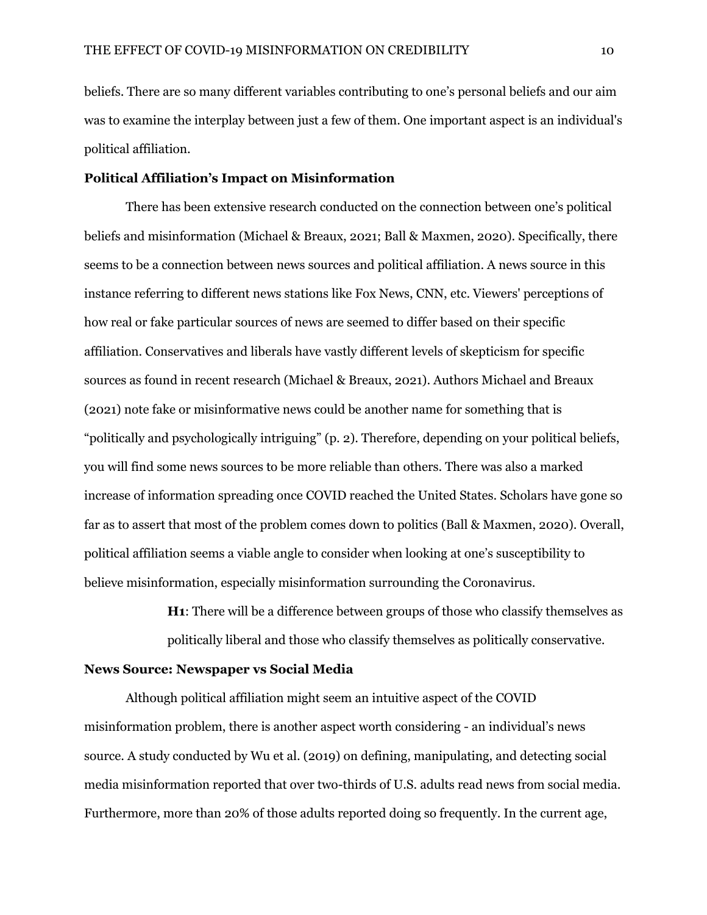beliefs. There are so many different variables contributing to one's personal beliefs and our aim was to examine the interplay between just a few of them. One important aspect is an individual's political affiliation.

## Political Affiliation's Impact on Misinformation

There has been extensive research conducted on the connection between one's political beliefs and misinformation (Michael & Breaux, 2021; Ball & Maxmen, 2020). Specifically, there seems to be a connection between news sources and political affiliation. A news source in this instance referring to different news stations like Fox News, CNN, etc. Viewers' perceptions of how real or fake particular sources of news are seemed to differ based on their specific affiliation. Conservatives and liberals have vastly different levels of skepticism for specific sources as found in recent research (Michael & Breaux, 2021). Authors Michael and Breaux (2021) note fake or misinformative news could be another name for something that is "politically and psychologically intriguing" (p. 2). Therefore, depending on your political beliefs, you will find some news sources to be more reliable than others. There was also a marked increase of information spreading once COVID reached the United States. Scholars have gone so far as to assert that most of the problem comes down to politics (Ball & Maxmen, 2020). Overall, political affiliation seems a viable angle to consider when looking at one's susceptibility to believe misinformation, especially misinformation surrounding the Coronavirus.

> **H1**: There will be a difference between groups of those who classify themselves as politically liberal and those who classify themselves as politically conservative.

## News Source: Newspaper vs Social Media

Although political affiliation might seem an intuitive aspect of the COVID misinformation problem, there is another aspect worth considering - an individual's news source. A study conducted by Wu et al. (2019) on defining, manipulating, and detecting social media misinformation reported that over two-thirds of U.S. adults read news from social media. Furthermore, more than 20% of those adults reported doing so frequently. In the current age,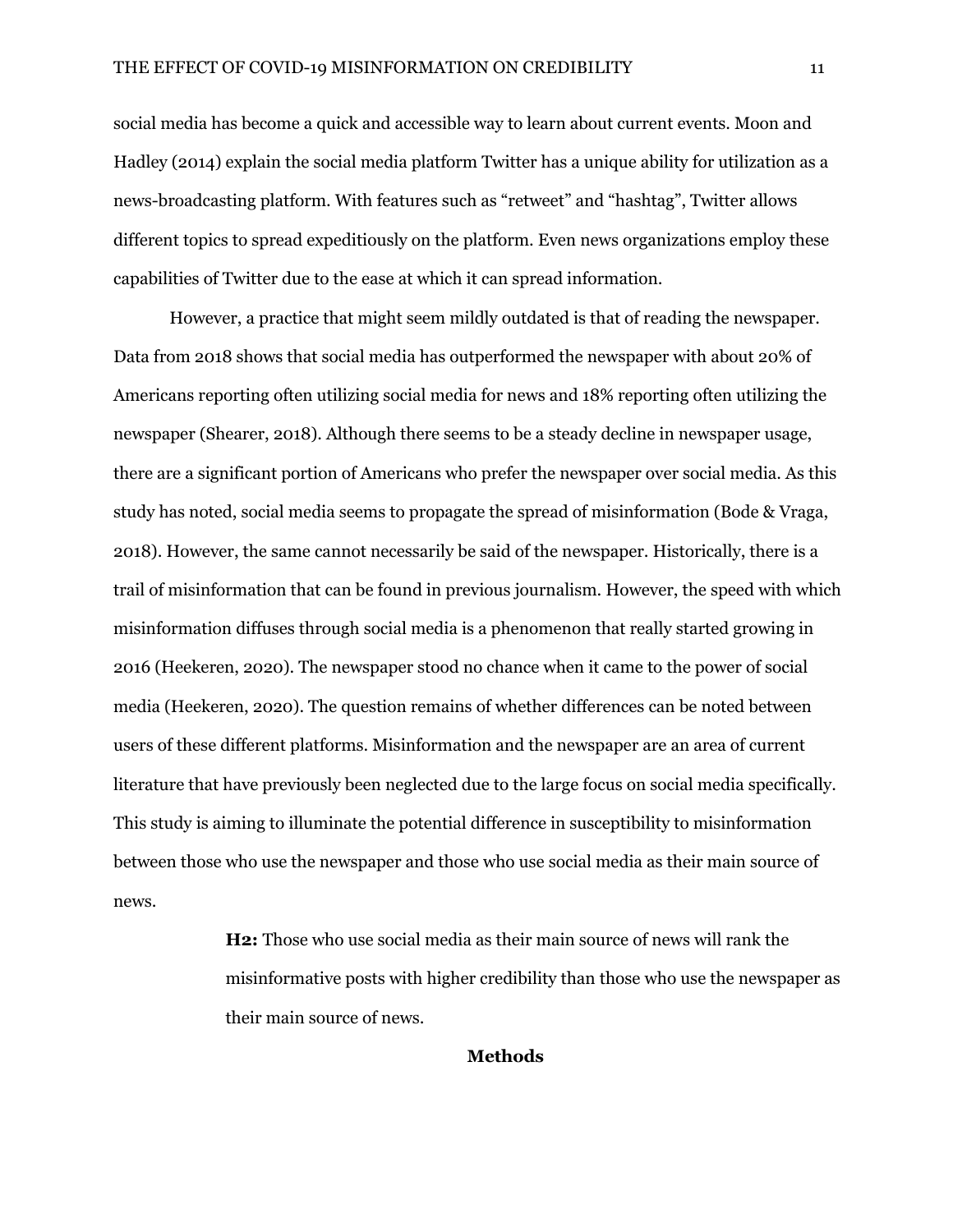social media has become a quick and accessible way to learn about current events. Moon and Hadley (2014) explain the social media platform Twitter has a unique ability for utilization as a news-broadcasting platform. With features such as "retweet" and "hashtag", Twitter allows different topics to spread expeditiously on the platform. Even news organizations employ these capabilities of Twitter due to the ease at which it can spread information.

However, a practice that might seem mildly outdated is that of reading the newspaper. Data from 2018 shows that social media has outperformed the newspaper with about 20% of Americans reporting often utilizing social media for news and 18% reporting often utilizing the newspaper (Shearer, 2018). Although there seems to be a steady decline in newspaper usage, there are a significant portion of Americans who prefer the newspaper over social media. As this study has noted, social media seems to propagate the spread of misinformation (Bode & Vraga, 2018). However, the same cannot necessarily be said of the newspaper. Historically, there is a trail of misinformation that can be found in previous journalism. However, the speed with which misinformation diffuses through social media is a phenomenon that really started growing in 2016 (Heekeren, 2020). The newspaper stood no chance when it came to the power of social media (Heekeren, 2020). The question remains of whether differences can be noted between users of these different platforms. Misinformation and the newspaper are an area of current literature that have previously been neglected due to the large focus on social media specifically. This study is aiming to illuminate the potential difference in susceptibility to misinformation between those who use the newspaper and those who use social media as their main source of news.

> **H2:** Those who use social media as their main source of news will rank the misinformative posts with higher credibility than those who use the newspaper as their main source of news.

## Methods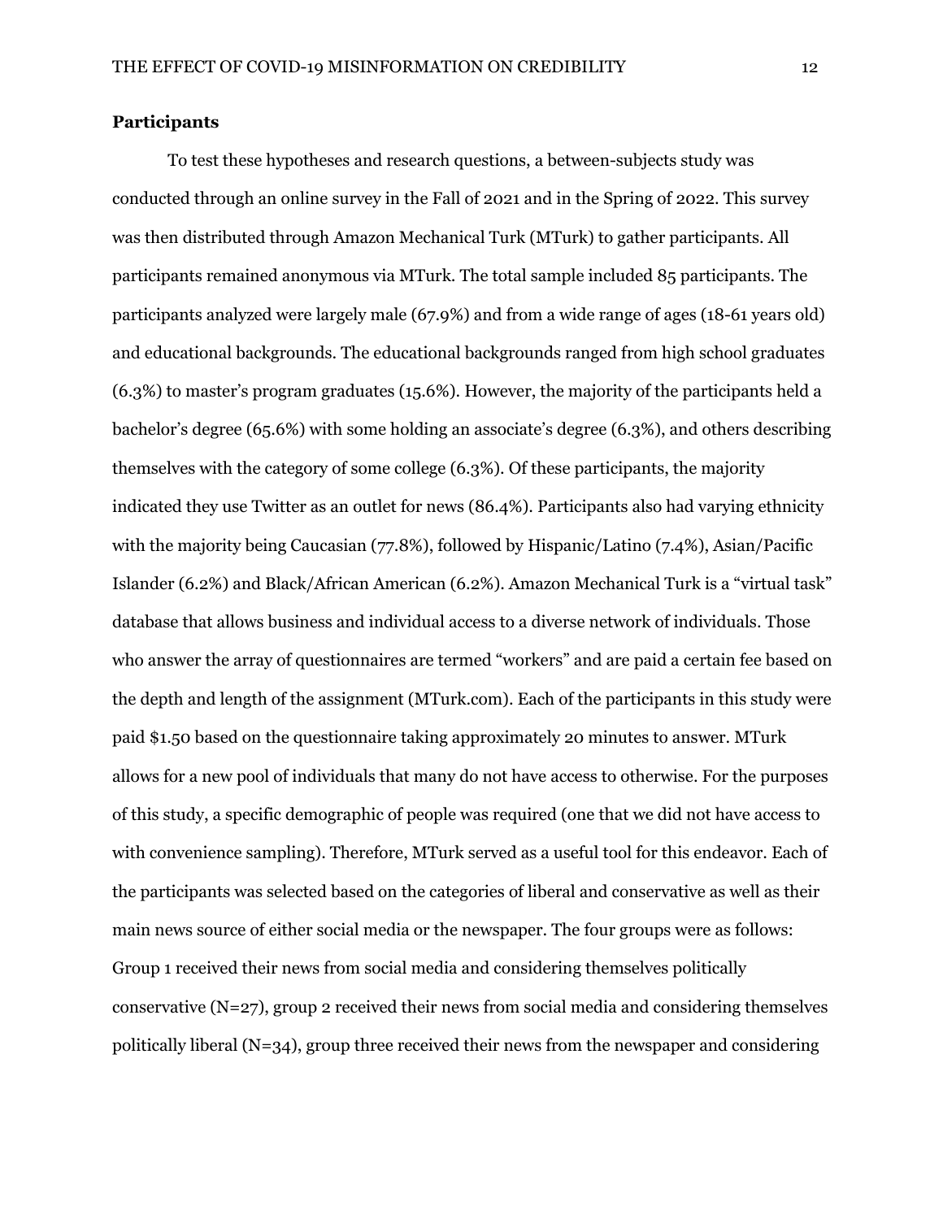### Participants

To test these hypotheses and research questions, a between-subjects study was conducted through an online survey in the Fall of 2021 and in the Spring of 2022. This survey was then distributed through Amazon Mechanical Turk (MTurk) to gather participants. All participants remained anonymous via MTurk. The total sample included 85 participants. The participants analyzed were largely male (67.9%) and from a wide range of ages (18-61 years old) and educational backgrounds. The educational backgrounds ranged from high school graduates (6.3%) to master's program graduates (15.6%). However, the majority of the participants held a bachelor's degree (65.6%) with some holding an associate's degree (6.3%), and others describing themselves with the category of some college (6.3%). Of these participants, the majority indicated they use Twitter as an outlet for news (86.4%). Participants also had varying ethnicity with the majority being Caucasian (77.8%), followed by Hispanic/Latino (7.4%), Asian/Pacific Islander (6.2%) and Black/African American (6.2%). Amazon Mechanical Turk is a "virtual task" database that allows business and individual access to a diverse network of individuals. Those who answer the array of questionnaires are termed "workers" and are paid a certain fee based on the depth and length of the assignment (MTurk.com). Each of the participants in this study were paid $1.50 based on the questionnaire taking approximately 20 minutes to answer. MTurk allows for a new pool of individuals that many do not have access to otherwise. For the purposes of this study, a specific demographic of people was required (one that we did not have access to with convenience sampling). Therefore, MTurk served as a useful tool for this endeavor. Each of the participants was selected based on the categories of liberal and conservative as well as their main news source of either social media or the newspaper. The four groups were as follows: Group 1 received their news from social media and considering themselves politically conservative (N=27), group 2 received their news from social media and considering themselves politically liberal (N=34), group three received their news from the newspaper and considering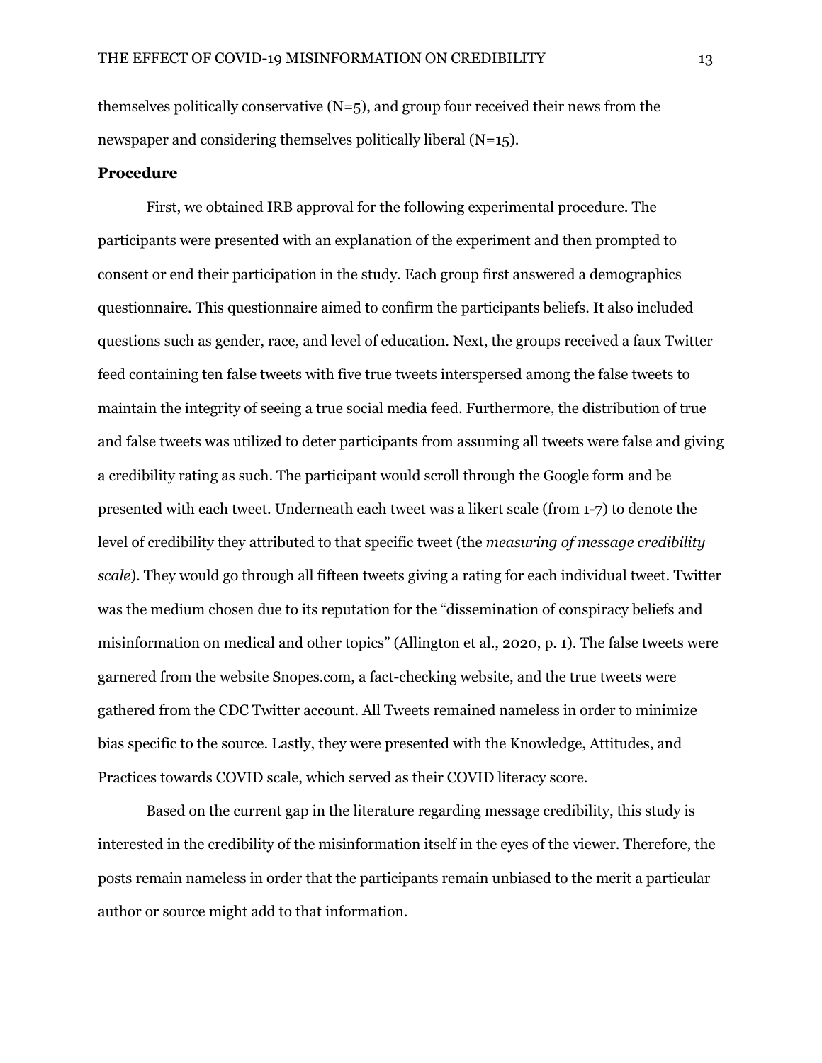themselves politically conservative (N=5), and group four received their news from the newspaper and considering themselves politically liberal (N=15).

**Procedure**

First, we obtained IRB approval for the following experimental procedure. The participants were presented with an explanation of the experiment and then prompted to consent or end their participation in the study. Each group first answered a demographics questionnaire. This questionnaire aimed to confirm the participants beliefs. It also included questions such as gender, race, and level of education. Next, the groups received a faux Twitter feed containing ten false tweets with five true tweets interspersed among the false tweets to maintain the integrity of seeing a true social media feed. Furthermore, the distribution of true and false tweets was utilized to deter participants from assuming all tweets were false and giving a credibility rating as such. The participant would scroll through the Google form and be presented with each tweet. Underneath each tweet was a likert scale (from 1-7) to denote the level of credibility they attributed to that specific tweet (the *measuring of message credibility scale*). They would go through all fifteen tweets giving a rating for each individual tweet. Twitter was the medium chosen due to its reputation for the "dissemination of conspiracy beliefs and misinformation on medical and other topics" (Allington et al., 2020, p. 1). The false tweets were garnered from the website Snopes.com, a fact-checking website, and the true tweets were gathered from the CDC Twitter account. All Tweets remained nameless in order to minimize bias specific to the source. Lastly, they were presented with the Knowledge, Attitudes, and Practices towards COVID scale, which served as their COVID literacy score.

Based on the current gap in the literature regarding message credibility, this study is interested in the credibility of the misinformation itself in the eyes of the viewer. Therefore, the posts remain nameless in order that the participants remain unbiased to the merit a particular author or source might add to that information.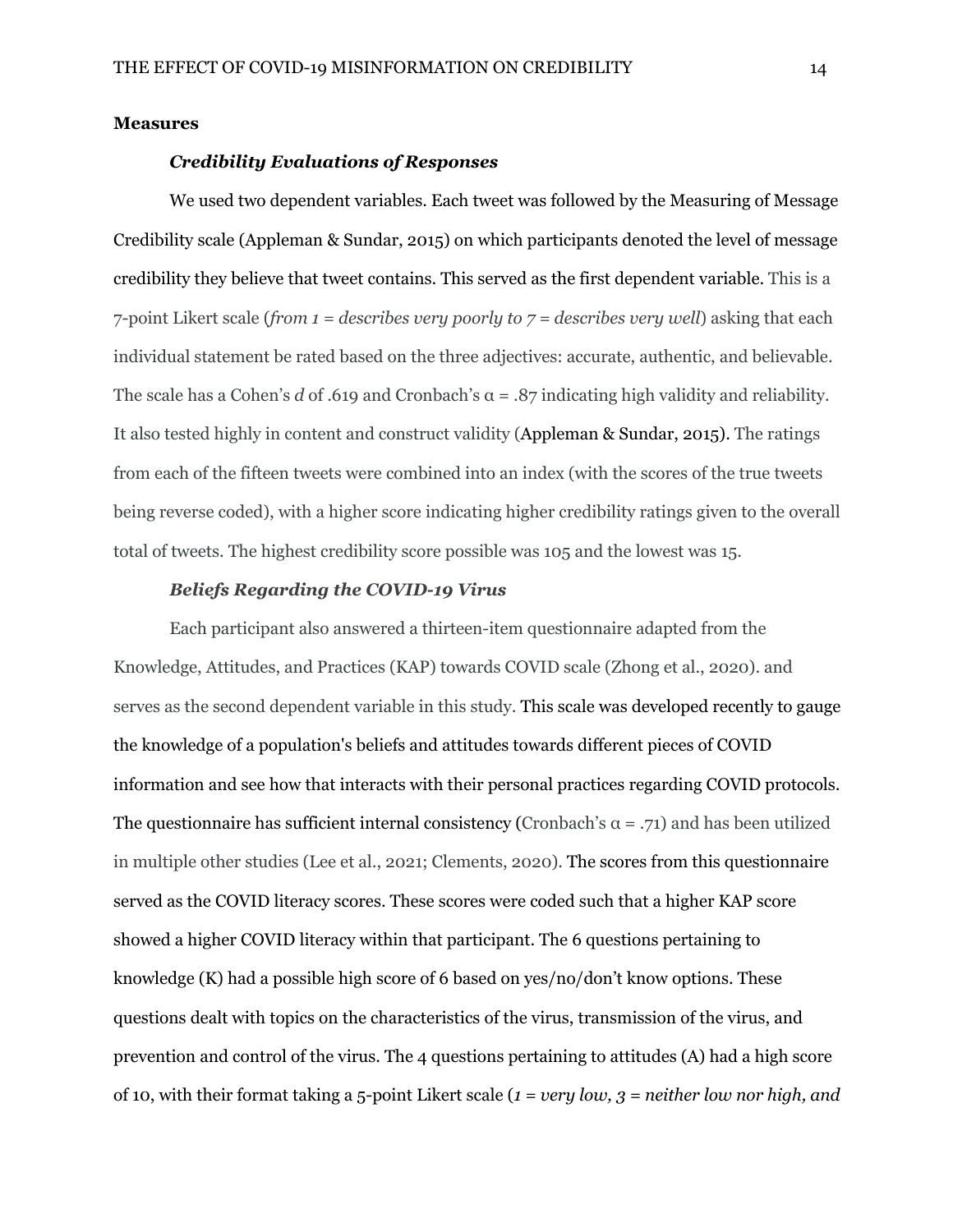## Measures

### *Credibility Evaluations of Responses*

We used two dependent variables. Each tweet was followed by the Measuring of Message Credibility scale (Appleman & Sundar, 2015) on which participants denoted the level of message credibility they believe that tweet contains. This served as the first dependent variable. This is a 7-point Likert scale (*from 1 = describes very poorly to 7 = describes very well*) asking that each individual statement be rated based on the three adjectives: accurate, authentic, and believable. The scale has a Cohen's *d* of .619 and Cronbach's α = .87 indicating high validity and reliability. It also tested highly in content and construct validity (Appleman & Sundar, 2015). The ratings from each of the fifteen tweets were combined into an index (with the scores of the true tweets being reverse coded), with a higher score indicating higher credibility ratings given to the overall total of tweets. The highest credibility score possible was 105 and the lowest was 15.

### *Beliefs Regarding the COVID-19 Virus*

Each participant also answered a thirteen-item questionnaire adapted from the Knowledge, Attitudes, and Practices (KAP) towards COVID scale (Zhong et al., 2020). and serves as the second dependent variable in this study. This scale was developed recently to gauge the knowledge of a population's beliefs and attitudes towards different pieces of COVID information and see how that interacts with their personal practices regarding COVID protocols. The questionnaire has sufficient internal consistency (Cronbach's α = .71) and has been utilized in multiple other studies (Lee et al., 2021; Clements, 2020). The scores from this questionnaire served as the COVID literacy scores. These scores were coded such that a higher KAP score showed a higher COVID literacy within that participant. The 6 questions pertaining to knowledge (K) had a possible high score of 6 based on yes/no/don't know options. These questions dealt with topics on the characteristics of the virus, transmission of the virus, and prevention and control of the virus. The 4 questions pertaining to attitudes (A) had a high score of 10, with their format taking a 5-point Likert scale (*1 = very low, 3 = neither low nor high, and*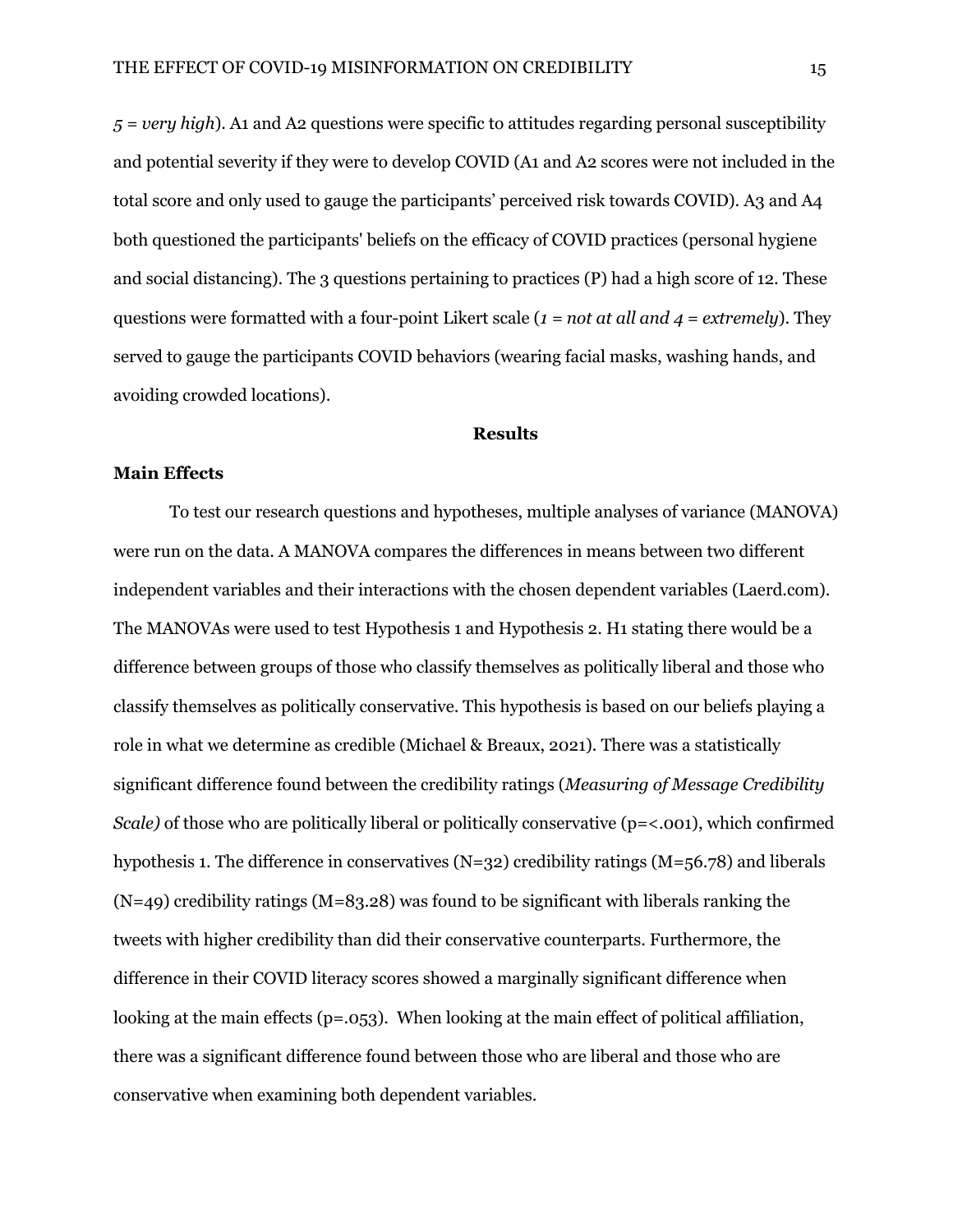*5 = very high*). A1 and A2 questions were specific to attitudes regarding personal susceptibility and potential severity if they were to develop COVID (A1 and A2 scores were not included in the total score and only used to gauge the participants' perceived risk towards COVID). A3 and A4 both questioned the participants' beliefs on the efficacy of COVID practices (personal hygiene and social distancing). The 3 questions pertaining to practices (P) had a high score of 12. These questions were formatted with a four-point Likert scale (*1 = not at all and 4 = extremely*). They served to gauge the participants COVID behaviors (wearing facial masks, washing hands, and avoiding crowded locations).

## Results

### Main Effects

To test our research questions and hypotheses, multiple analyses of variance (MANOVA) were run on the data. A MANOVA compares the differences in means between two different independent variables and their interactions with the chosen dependent variables (Laerd.com). The MANOVAs were used to test Hypothesis 1 and Hypothesis 2. H1 stating there would be a difference between groups of those who classify themselves as politically liberal and those who classify themselves as politically conservative. This hypothesis is based on our beliefs playing a role in what we determine as credible (Michael & Breaux, 2021). There was a statistically significant difference found between the credibility ratings (*Measuring of Message Credibility Scale)* of those who are politically liberal or politically conservative ($p=<.001$), which confirmed hypothesis 1. The difference in conservatives ($N=32$) credibility ratings ($M=56.78$) and liberals ($N=49$) credibility ratings ($M=83.28$) was found to be significant with liberals ranking the tweets with higher credibility than did their conservative counterparts. Furthermore, the difference in their COVID literacy scores showed a marginally significant difference when looking at the main effects ($p=.053$). When looking at the main effect of political affiliation, there was a significant difference found between those who are liberal and those who are conservative when examining both dependent variables.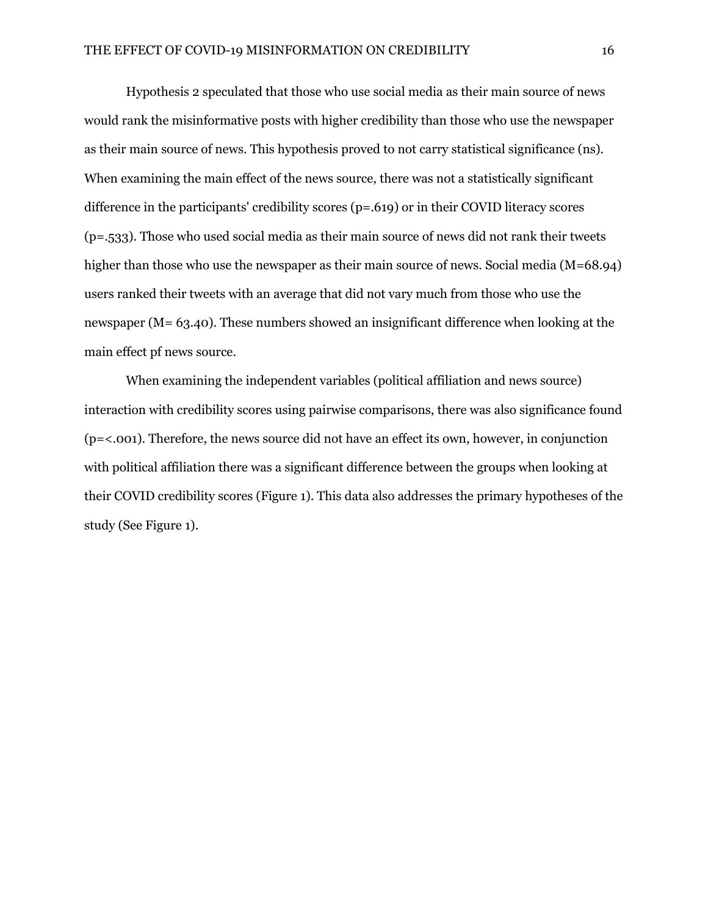Hypothesis 2 speculated that those who use social media as their main source of news would rank the misinformative posts with higher credibility than those who use the newspaper as their main source of news. This hypothesis proved to not carry statistical significance (ns). When examining the main effect of the news source, there was not a statistically significant difference in the participants' credibility scores ($p=.619$) or in their COVID literacy scores ($p=.533$). Those who used social media as their main source of news did not rank their tweets higher than those who use the newspaper as their main source of news. Social media ($M=68.94$) users ranked their tweets with an average that did not vary much from those who use the newspaper ($M= 63.40$). These numbers showed an insignificant difference when looking at the main effect pf news source.

When examining the independent variables (political affiliation and news source) interaction with credibility scores using pairwise comparisons, there was also significance found ($p=<.001$). Therefore, the news source did not have an effect its own, however, in conjunction with political affiliation there was a significant difference between the groups when looking at their COVID credibility scores (Figure 1). This data also addresses the primary hypotheses of the study (See Figure 1).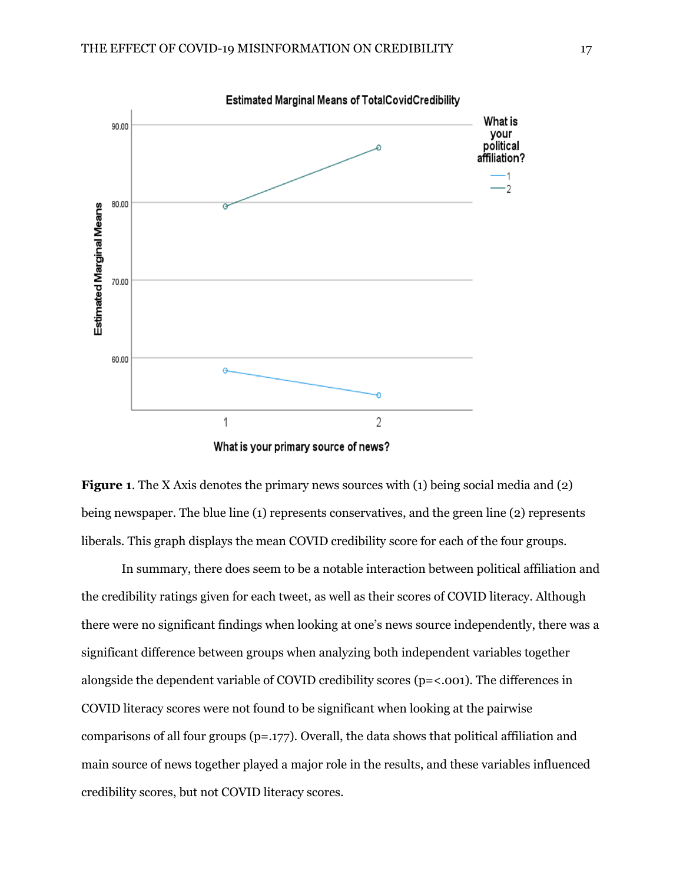**Figure 1**. The X Axis denotes the primary news sources with (1) being social media and (2) being newspaper. The blue line (1) represents conservatives, and the green line (2) represents liberals. This graph displays the mean COVID credibility score for each of the four groups.

In summary, there does seem to be a notable interaction between political affiliation and the credibility ratings given for each tweet, as well as their scores of COVID literacy. Although there were no significant findings when looking at one's news source independently, there was a significant difference between groups when analyzing both independent variables together alongside the dependent variable of COVID credibility scores (p=<.001). The differences in COVID literacy scores were not found to be significant when looking at the pairwise comparisons of all four groups (p=.177). Overall, the data shows that political affiliation and main source of news together played a major role in the results, and these variables influenced credibility scores, but not COVID literacy scores.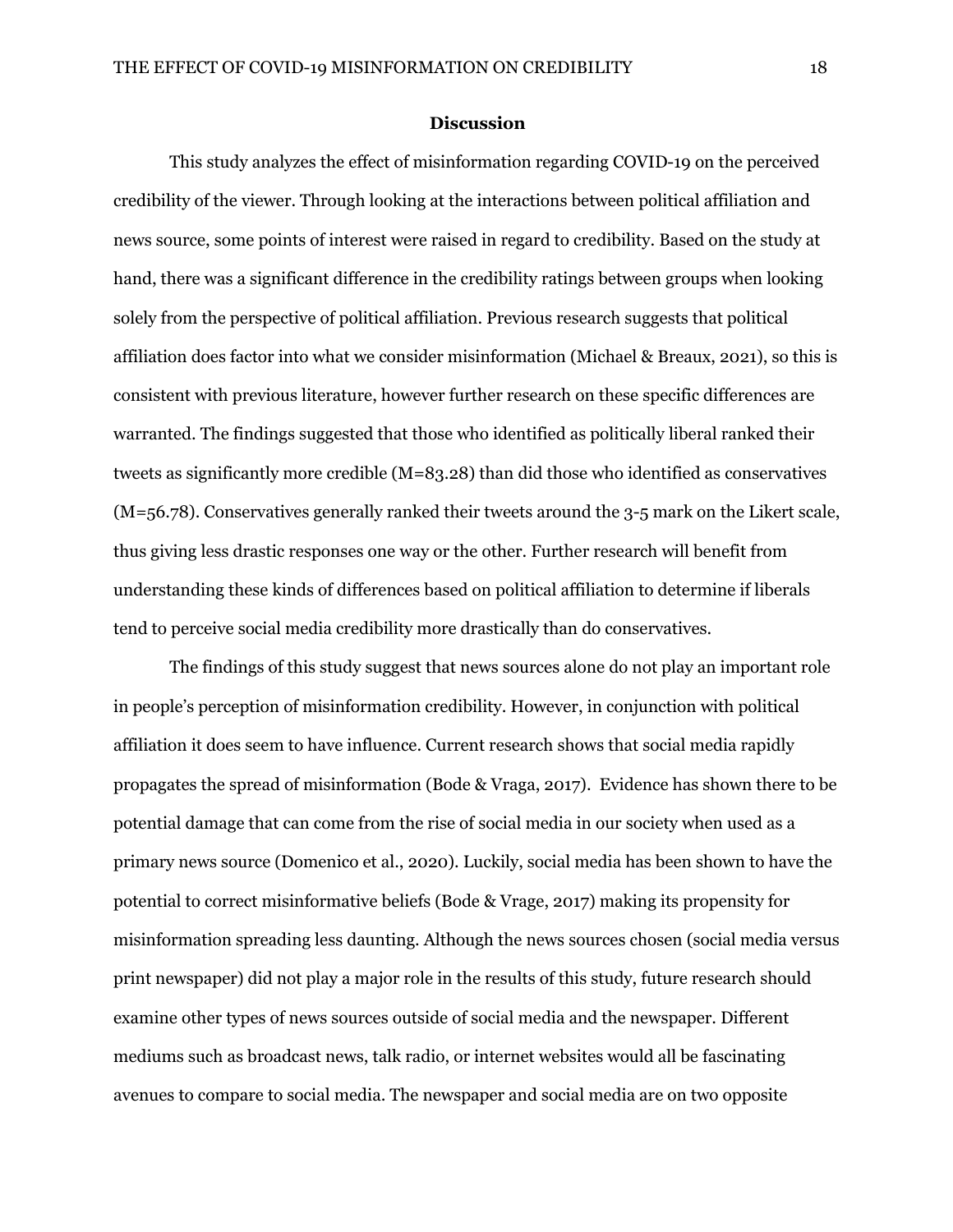## Discussion

This study analyzes the effect of misinformation regarding COVID-19 on the perceived credibility of the viewer. Through looking at the interactions between political affiliation and news source, some points of interest were raised in regard to credibility. Based on the study at hand, there was a significant difference in the credibility ratings between groups when looking solely from the perspective of political affiliation. Previous research suggests that political affiliation does factor into what we consider misinformation (Michael & Breaux, 2021), so this is consistent with previous literature, however further research on these specific differences are warranted. The findings suggested that those who identified as politically liberal ranked their tweets as significantly more credible ($M=83.28$) than did those who identified as conservatives ($M=56.78$). Conservatives generally ranked their tweets around the 3-5 mark on the Likert scale, thus giving less drastic responses one way or the other. Further research will benefit from understanding these kinds of differences based on political affiliation to determine if liberals tend to perceive social media credibility more drastically than do conservatives.

The findings of this study suggest that news sources alone do not play an important role in people's perception of misinformation credibility. However, in conjunction with political affiliation it does seem to have influence. Current research shows that social media rapidly propagates the spread of misinformation (Bode & Vraga, 2017). Evidence has shown there to be potential damage that can come from the rise of social media in our society when used as a primary news source (Domenico et al., 2020). Luckily, social media has been shown to have the potential to correct misinformative beliefs (Bode & Vrage, 2017) making its propensity for misinformation spreading less daunting. Although the news sources chosen (social media versus print newspaper) did not play a major role in the results of this study, future research should examine other types of news sources outside of social media and the newspaper. Different mediums such as broadcast news, talk radio, or internet websites would all be fascinating avenues to compare to social media. The newspaper and social media are on two opposite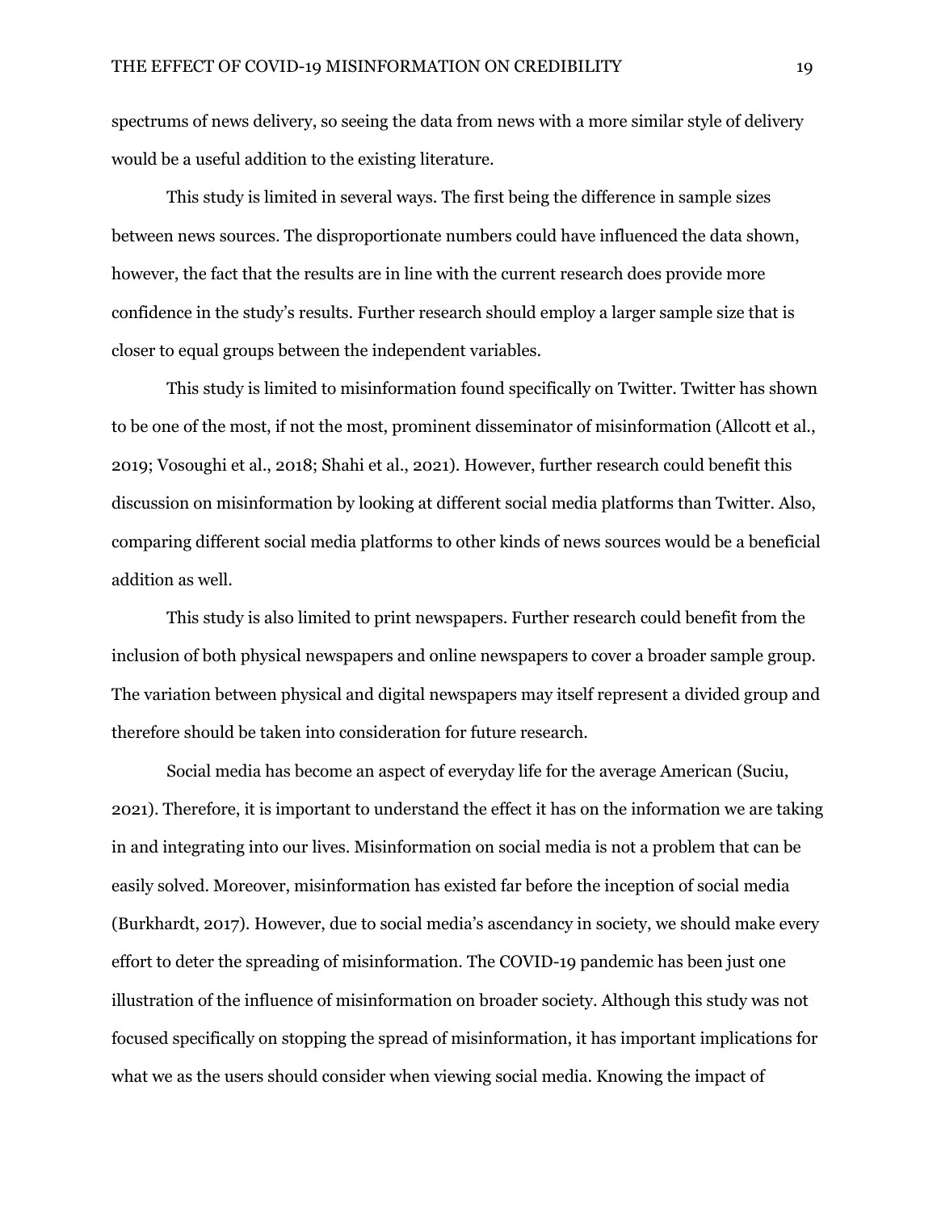spectrums of news delivery, so seeing the data from news with a more similar style of delivery would be a useful addition to the existing literature.

This study is limited in several ways. The first being the difference in sample sizes between news sources. The disproportionate numbers could have influenced the data shown, however, the fact that the results are in line with the current research does provide more confidence in the study's results. Further research should employ a larger sample size that is closer to equal groups between the independent variables.

This study is limited to misinformation found specifically on Twitter. Twitter has shown to be one of the most, if not the most, prominent disseminator of misinformation (Allcott et al., 2019; Vosoughi et al., 2018; Shahi et al., 2021). However, further research could benefit this discussion on misinformation by looking at different social media platforms than Twitter. Also, comparing different social media platforms to other kinds of news sources would be a beneficial addition as well.

This study is also limited to print newspapers. Further research could benefit from the inclusion of both physical newspapers and online newspapers to cover a broader sample group. The variation between physical and digital newspapers may itself represent a divided group and therefore should be taken into consideration for future research.

Social media has become an aspect of everyday life for the average American (Suciu, 2021). Therefore, it is important to understand the effect it has on the information we are taking in and integrating into our lives. Misinformation on social media is not a problem that can be easily solved. Moreover, misinformation has existed far before the inception of social media (Burkhardt, 2017). However, due to social media's ascendancy in society, we should make every effort to deter the spreading of misinformation. The COVID-19 pandemic has been just one illustration of the influence of misinformation on broader society. Although this study was not focused specifically on stopping the spread of misinformation, it has important implications for what we as the users should consider when viewing social media. Knowing the impact of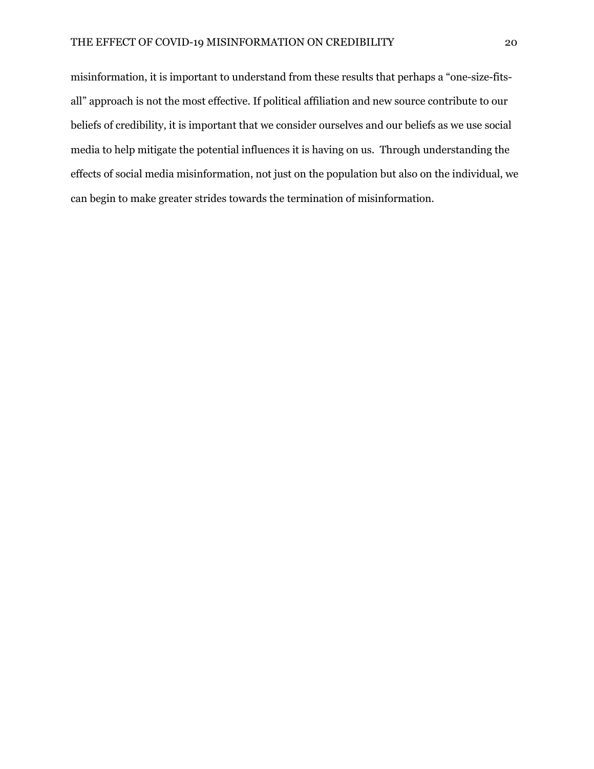misinformation, it is important to understand from these results that perhaps a "one-size-fits-all" approach is not the most effective. If political affiliation and new source contribute to our beliefs of credibility, it is important that we consider ourselves and our beliefs as we use social media to help mitigate the potential influences it is having on us. Through understanding the effects of social media misinformation, not just on the population but also on the individual, we can begin to make greater strides towards the termination of misinformation.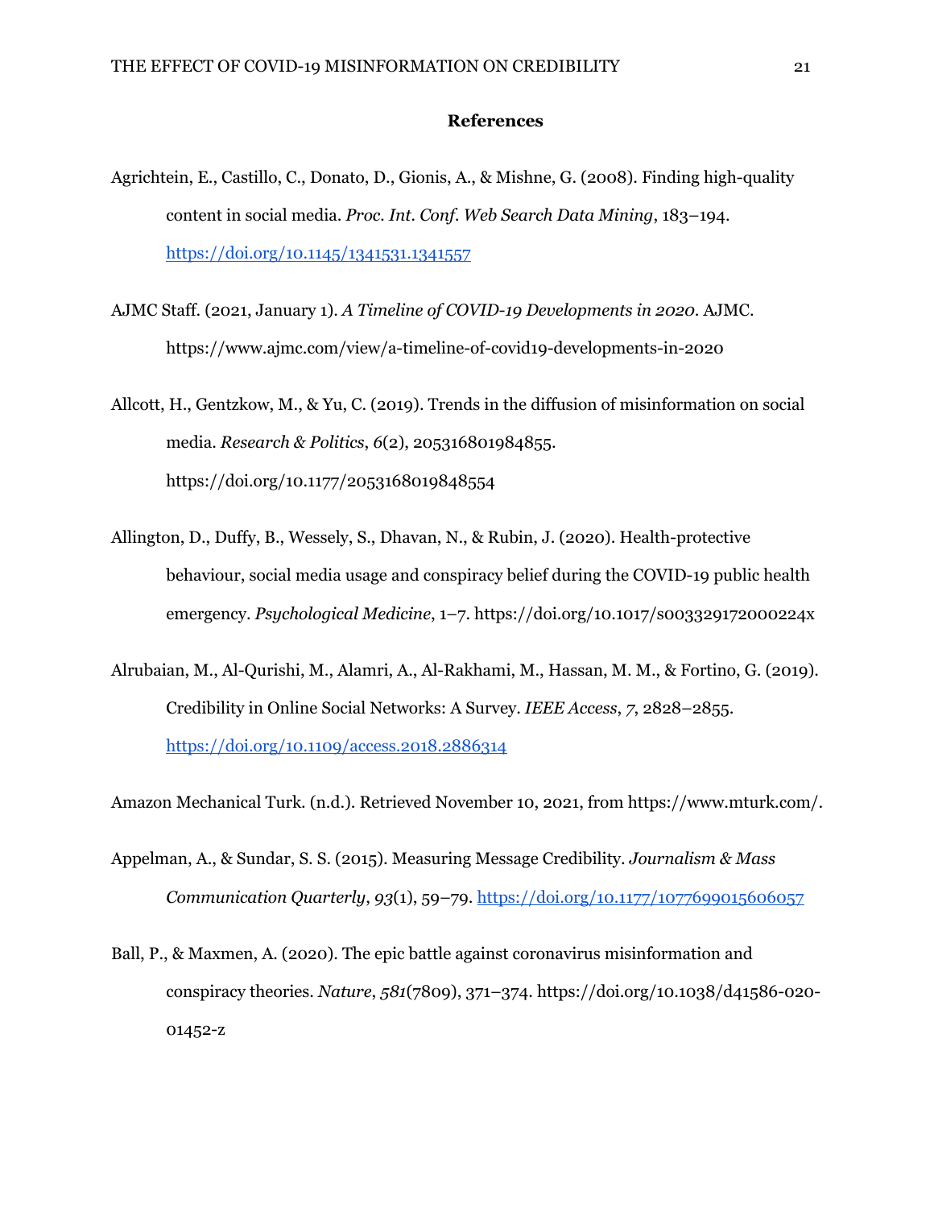**References**

Agrichtein, E., Castillo, C., Donato, D., Gionis, A., & Mishne, G. (2008). Finding high-quality content in social media. *Proc. Int. Conf. Web Search Data Mining*, 183–194. https://doi.org/10.1145/1341531.1341557

AJMC Staff. (2021, January 1). *A Timeline of COVID-19 Developments in 2020*. AJMC. https://www.ajmc.com/view/a-timeline-of-covid19-developments-in-2020

Allcott, H., Gentzkow, M., & Yu, C. (2019). Trends in the diffusion of misinformation on social media. *Research & Politics*, *6*(2), 205316801984855. https://doi.org/10.1177/2053168019848554

Allington, D., Duffy, B., Wessely, S., Dhavan, N., & Rubin, J. (2020). Health-protective behaviour, social media usage and conspiracy belief during the COVID-19 public health emergency. *Psychological Medicine*, 1–7. https://doi.org/10.1017/s003329172000224x

Alrubaian, M., Al-Qurishi, M., Alamri, A., Al-Rakhami, M., Hassan, M. M., & Fortino, G. (2019). Credibility in Online Social Networks: A Survey. *IEEE Access*, *7*, 2828–2855. https://doi.org/10.1109/access.2018.2886314

Amazon Mechanical Turk. (n.d.). Retrieved November 10, 2021, from https://www.mturk.com/.

Appelman, A., & Sundar, S. S. (2015). Measuring Message Credibility. *Journalism & Mass Communication Quarterly*, *93*(1), 59–79. https://doi.org/10.1177/1077699015606057

Ball, P., & Maxmen, A. (2020). The epic battle against coronavirus misinformation and conspiracy theories. *Nature*, *581*(7809), 371–374. https://doi.org/10.1038/d41586-020-01452-z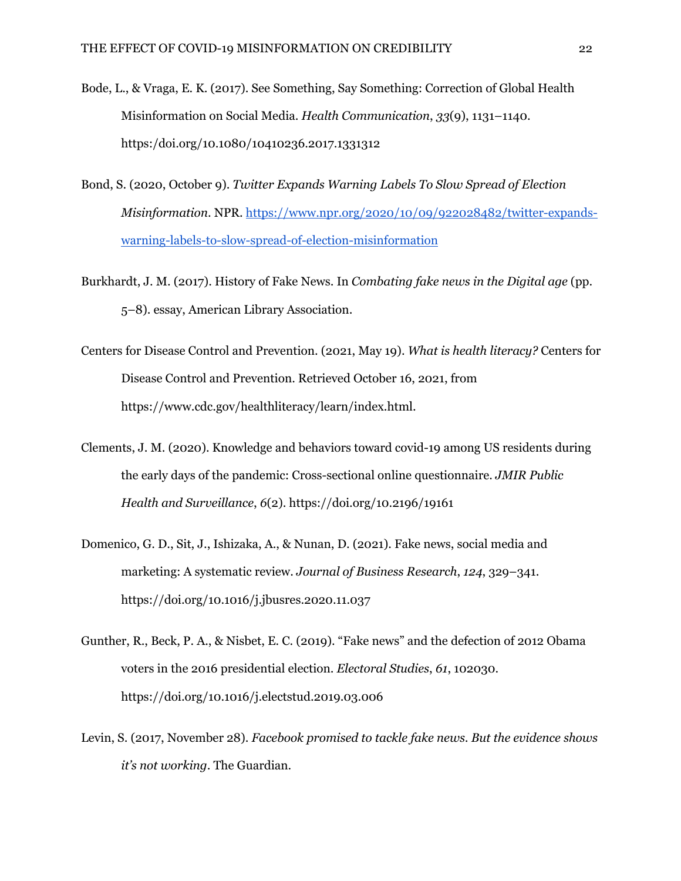Bode, L., & Vraga, E. K. (2017). See Something, Say Something: Correction of Global Health Misinformation on Social Media. *Health Communication*, *33*(9), 1131–1140. https:/doi.org/10.1080/10410236.2017.1331312

Bond, S. (2020, October 9). *Twitter Expands Warning Labels To Slow Spread of Election Misinformation*. NPR. https://www.npr.org/2020/10/09/922028482/twitter-expands-warning-labels-to-slow-spread-of-election-misinformation

Burkhardt, J. M. (2017). History of Fake News. In *Combating fake news in the Digital age* (pp. 5–8). essay, American Library Association.

Centers for Disease Control and Prevention. (2021, May 19). *What is health literacy?* Centers for Disease Control and Prevention. Retrieved October 16, 2021, from https://www.cdc.gov/healthliteracy/learn/index.html.

Clements, J. M. (2020). Knowledge and behaviors toward covid-19 among US residents during the early days of the pandemic: Cross-sectional online questionnaire. *JMIR Public Health and Surveillance*, *6*(2). https://doi.org/10.2196/19161

Domenico, G. D., Sit, J., Ishizaka, A., & Nunan, D. (2021). Fake news, social media and marketing: A systematic review. *Journal of Business Research*, *124*, 329–341. https://doi.org/10.1016/j.jbusres.2020.11.037

Gunther, R., Beck, P. A., & Nisbet, E. C. (2019). "Fake news" and the defection of 2012 Obama voters in the 2016 presidential election. *Electoral Studies*, *61*, 102030. https://doi.org/10.1016/j.electstud.2019.03.006

Levin, S. (2017, November 28). *Facebook promised to tackle fake news. But the evidence shows it's not working*. The Guardian.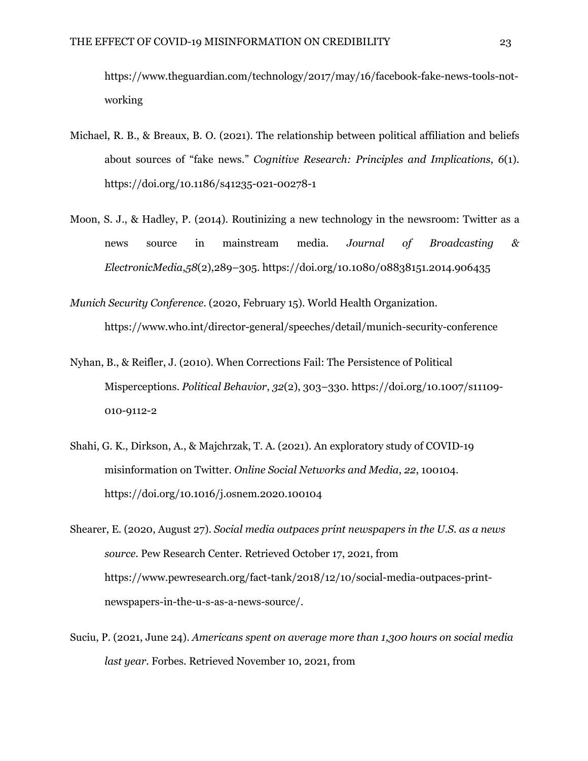https://www.theguardian.com/technology/2017/may/16/facebook-fake-news-tools-not-working

Michael, R. B., & Breaux, B. O. (2021). The relationship between political affiliation and beliefs about sources of "fake news." *Cognitive Research: Principles and Implications*, *6*(1). https://doi.org/10.1186/s41235-021-00278-1

Moon, S. J., & Hadley, P. (2014). Routinizing a new technology in the newsroom: Twitter as a news source in mainstream media. *Journal of Broadcasting & ElectronicMedia*,*58*(2),289–305. https://doi.org/10.1080/08838151.2014.906435

*Munich Security Conference*. (2020, February 15). World Health Organization. https://www.who.int/director-general/speeches/detail/munich-security-conference

Nyhan, B., & Reifler, J. (2010). When Corrections Fail: The Persistence of Political Misperceptions. *Political Behavior*, *32*(2), 303–330. https://doi.org/10.1007/s11109-010-9112-2

Shahi, G. K., Dirkson, A., & Majchrzak, T. A. (2021). An exploratory study of COVID-19 misinformation on Twitter. *Online Social Networks and Media*, *22*, 100104. https://doi.org/10.1016/j.osnem.2020.100104

Shearer, E. (2020, August 27). *Social media outpaces print newspapers in the U.S. as a news source*. Pew Research Center. Retrieved October 17, 2021, from https://www.pewresearch.org/fact-tank/2018/12/10/social-media-outpaces-print-newspapers-in-the-u-s-as-a-news-source/.

Suciu, P. (2021, June 24). *Americans spent on average more than 1,300 hours on social media last year*. Forbes. Retrieved November 10, 2021, from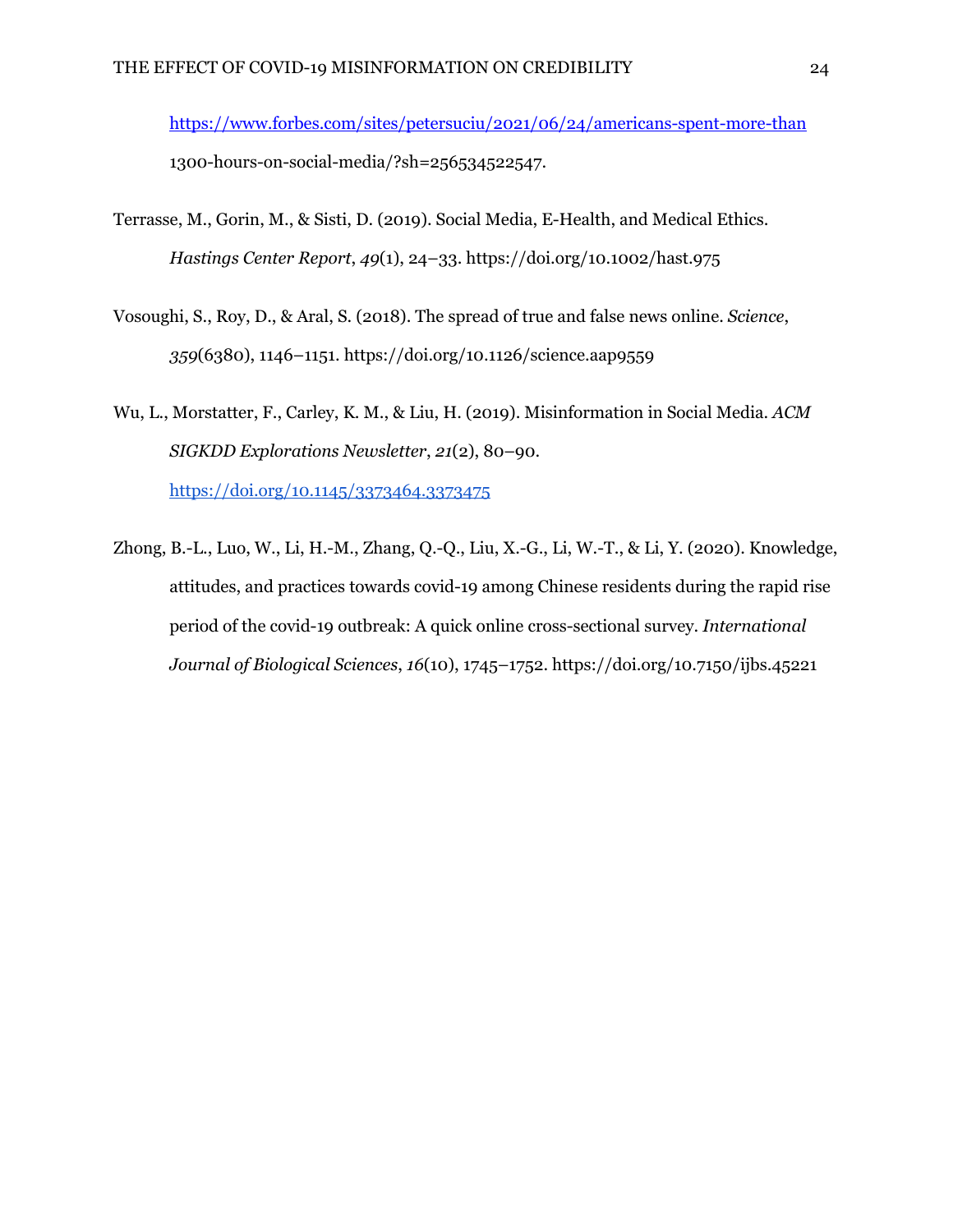https://www.forbes.com/sites/petersuciu/2021/06/24/americans-spent-more-than 1300-hours-on-social-media/?sh=256534522547.

Terrasse, M., Gorin, M., & Sisti, D. (2019). Social Media, E-Health, and Medical Ethics. *Hastings Center Report*, *49*(1), 24–33. https://doi.org/10.1002/hast.975

Vosoughi, S., Roy, D., & Aral, S. (2018). The spread of true and false news online. *Science*, *359*(6380), 1146–1151. https://doi.org/10.1126/science.aap9559

Wu, L., Morstatter, F., Carley, K. M., & Liu, H. (2019). Misinformation in Social Media. *ACM SIGKDD Explorations Newsletter*, *21*(2), 80–90. https://doi.org/10.1145/3373464.3373475

Zhong, B.-L., Luo, W., Li, H.-M., Zhang, Q.-Q., Liu, X.-G., Li, W.-T., & Li, Y. (2020). Knowledge, attitudes, and practices towards covid-19 among Chinese residents during the rapid rise period of the covid-19 outbreak: A quick online cross-sectional survey. *International Journal of Biological Sciences*, *16*(10), 1745–1752. https://doi.org/10.7150/ijbs.45221